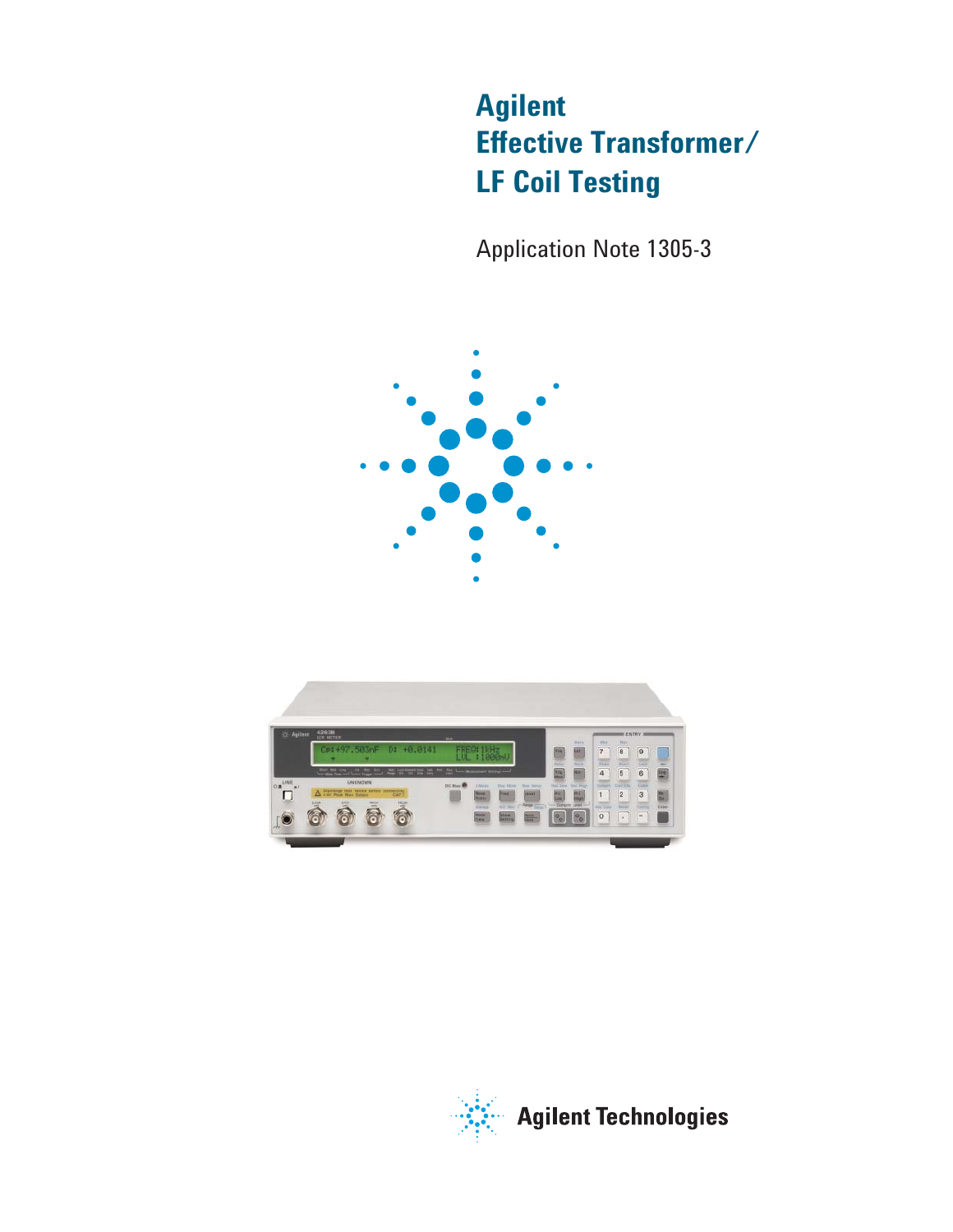# Agilent Effective Transformer/ LF Coil Testing

Application Note 1305-3

Agilent Technologies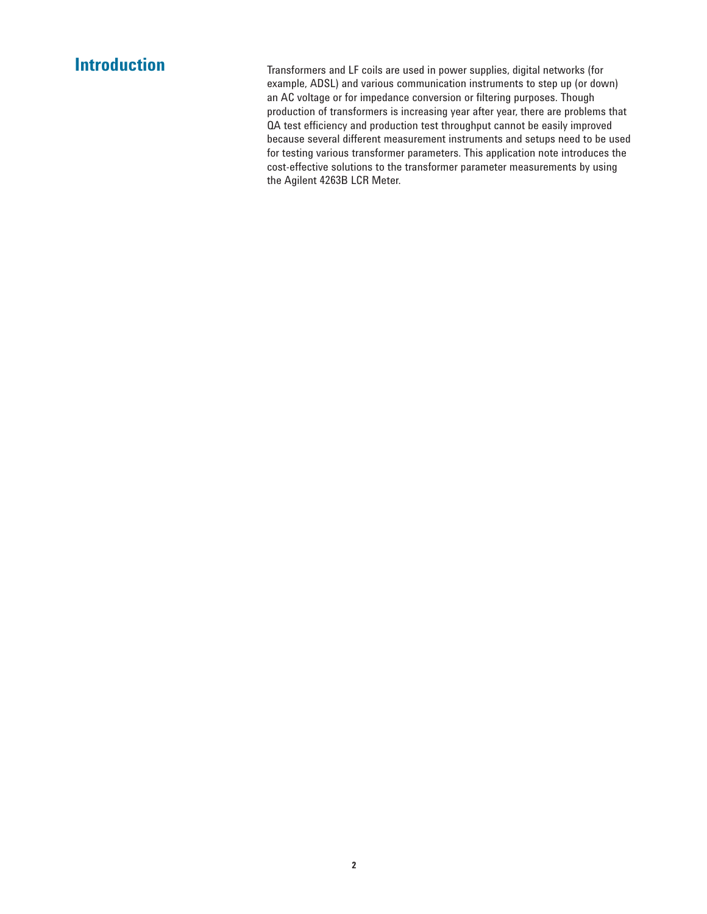## Introduction

Transformers and LF coils are used in power supplies, digital networks (for example, ADSL) and various communication instruments to step up (or down) an AC voltage or for impedance conversion or filtering purposes. Though production of transformers is increasing year after year, there are problems that QA test efficiency and production test throughput cannot be easily improved because several different measurement instruments and setups need to be used for testing various transformer parameters. This application note introduces the cost-effective solutions to the transformer parameter measurements by using the Agilent 4263B LCR Meter.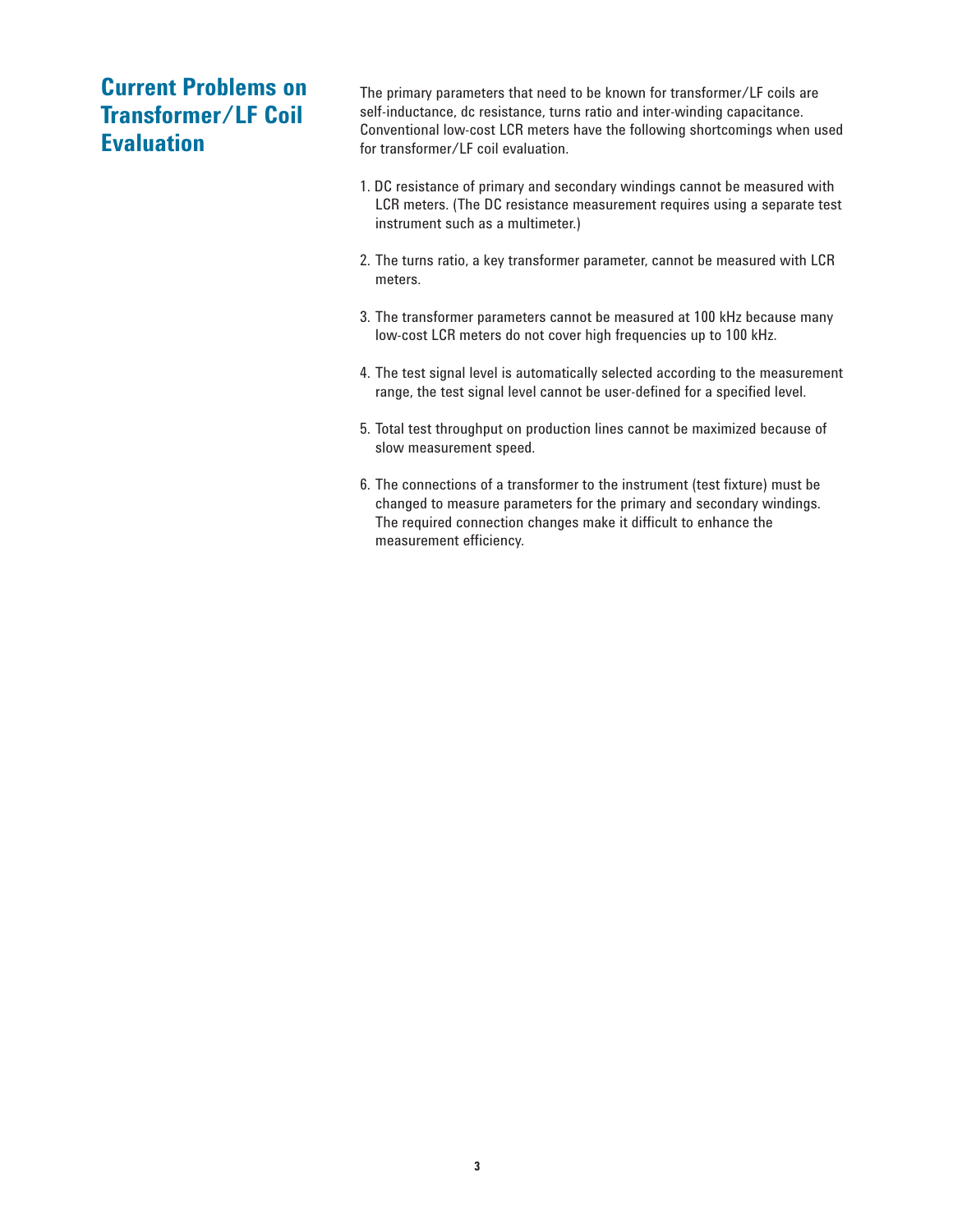# Current Problems on Transformer/LF Coil Evaluation

The primary parameters that need to be known for transformer/LF coils are self-inductance, dc resistance, turns ratio and inter-winding capacitance. Conventional low-cost LCR meters have the following shortcomings when used for transformer/LF coil evaluation.

1. DC resistance of primary and secondary windings cannot be measured with LCR meters. (The DC resistance measurement requires using a separate test instrument such as a multimeter.)

2. The turns ratio, a key transformer parameter, cannot be measured with LCR meters.

3. The transformer parameters cannot be measured at 100 kHz because many low-cost LCR meters do not cover high frequencies up to 100 kHz.

4. The test signal level is automatically selected according to the measurement range, the test signal level cannot be user-defined for a specified level.

5. Total test throughput on production lines cannot be maximized because of slow measurement speed.

6. The connections of a transformer to the instrument (test fixture) must be changed to measure parameters for the primary and secondary windings. The required connection changes make it difficult to enhance the measurement efficiency.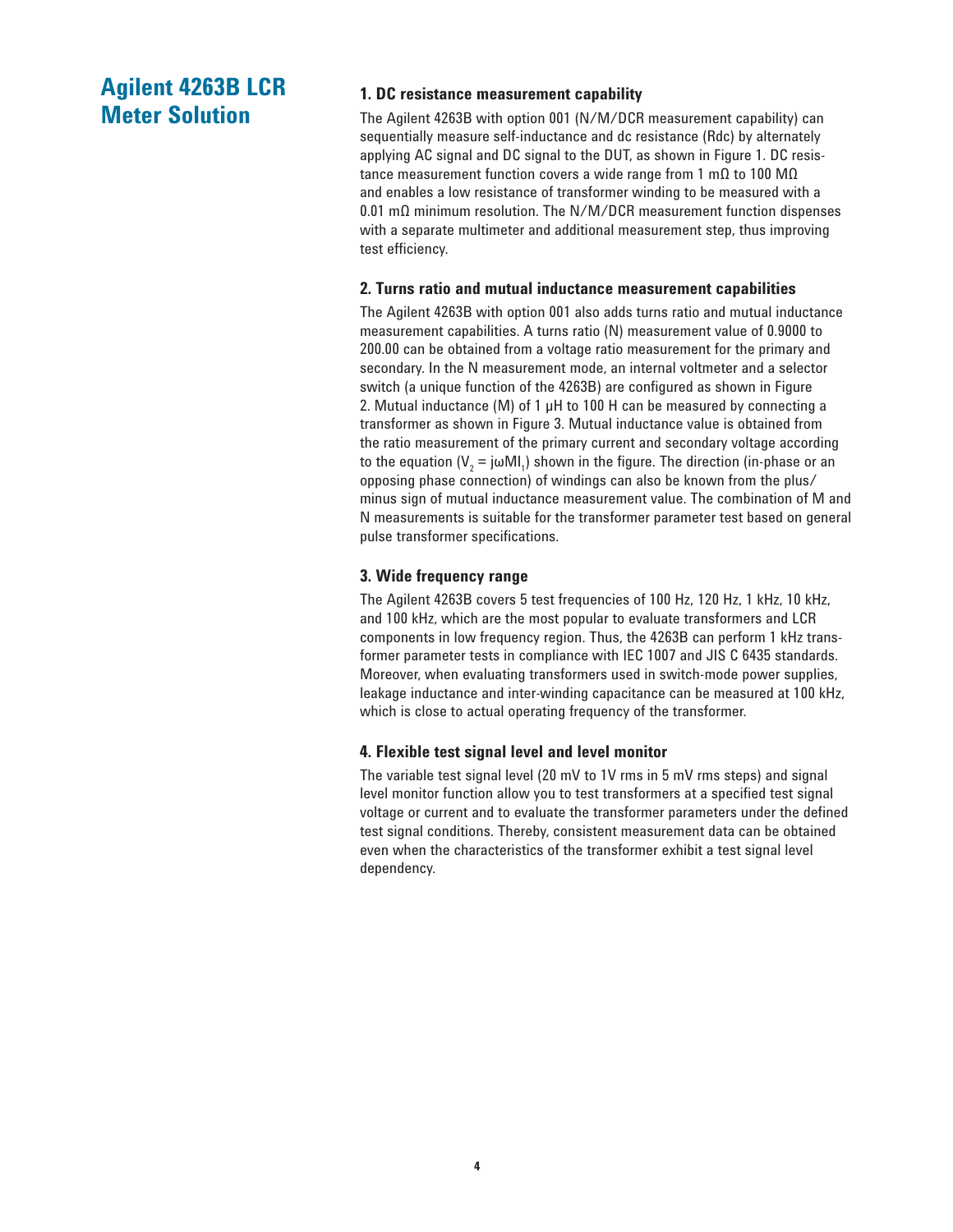## Agilent 4263B LCR Meter Solution

### 1. DC resistance measurement capability

The Agilent 4263B with option 001 (N/M/DCR measurement capability) can sequentially measure self-inductance and dc resistance (Rdc) by alternately applying AC signal and DC signal to the DUT, as shown in Figure 1. DC resistance measurement function covers a wide range from 1 mΩ to 100 MΩ and enables a low resistance of transformer winding to be measured with a 0.01 mΩ minimum resolution. The N/M/DCR measurement function dispenses with a separate multimeter and additional measurement step, thus improving test efficiency.

### 2. Turns ratio and mutual inductance measurement capabilities

The Agilent 4263B with option 001 also adds turns ratio and mutual inductance measurement capabilities. A turns ratio (N) measurement value of 0.9000 to 200.00 can be obtained from a voltage ratio measurement for the primary and secondary. In the N measurement mode, an internal voltmeter and a selector switch (a unique function of the 4263B) are configured as shown in Figure 2. Mutual inductance (M) of 1 µH to 100 H can be measured by connecting a transformer as shown in Figure 3. Mutual inductance value is obtained from the ratio measurement of the primary current and secondary voltage according to the equation ($V_2 = j\omega M I_1$) shown in the figure. The direction (in-phase or an opposing phase connection) of windings can also be known from the plus/minus sign of mutual inductance measurement value. The combination of M and N measurements is suitable for the transformer parameter test based on general pulse transformer specifications.

### 3. Wide frequency range

The Agilent 4263B covers 5 test frequencies of 100 Hz, 120 Hz, 1 kHz, 10 kHz, and 100 kHz, which are the most popular to evaluate transformers and LCR components in low frequency region. Thus, the 4263B can perform 1 kHz transformer parameter tests in compliance with IEC 1007 and JIS C 6435 standards. Moreover, when evaluating transformers used in switch-mode power supplies, leakage inductance and inter-winding capacitance can be measured at 100 kHz, which is close to actual operating frequency of the transformer.

### 4. Flexible test signal level and level monitor

The variable test signal level (20 mV to 1V rms in 5 mV rms steps) and signal level monitor function allow you to test transformers at a specified test signal voltage or current and to evaluate the transformer parameters under the defined test signal conditions. Thereby, consistent measurement data can be obtained even when the characteristics of the transformer exhibit a test signal level dependency.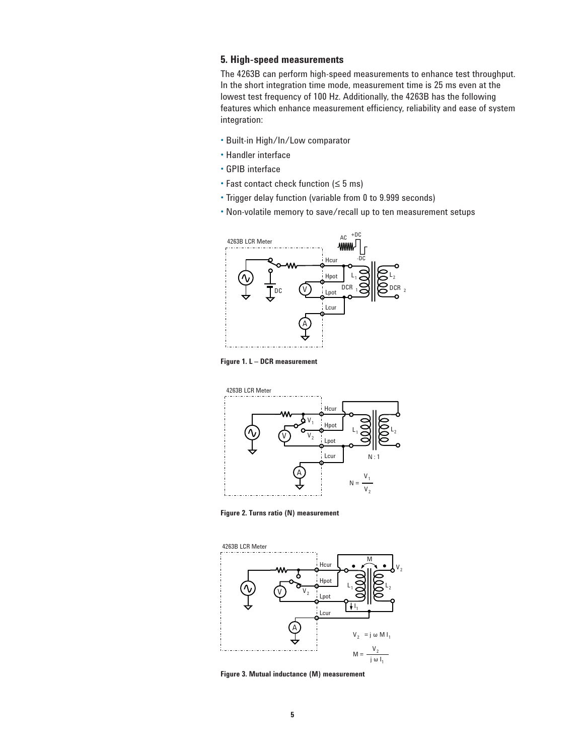## 5. High-speed measurements

The 4263B can perform high-speed measurements to enhance test throughput. In the short integration time mode, measurement time is 25 ms even at the lowest test frequency of 100 Hz. Additionally, the 4263B has the following features which enhance measurement efficiency, reliability and ease of system integration:

- Built-in High/In/Low comparator
- Handler interface
- GPIB interface
- Fast contact check function (≤ 5 ms)
- Trigger delay function (variable from 0 to 9.999 seconds)
- Non-volatile memory to save/recall up to ten measurement setups

**Figure 1. L – DCR measurement**

$$N = \frac{V_1}{V_2}$$

**Figure 2. Turns ratio (N) measurement**

$$V_2 = j \omega M I_1$$

$$M = \frac{V_2}{j \omega I_1}$$

**Figure 3. Mutual inductance (M) measurement**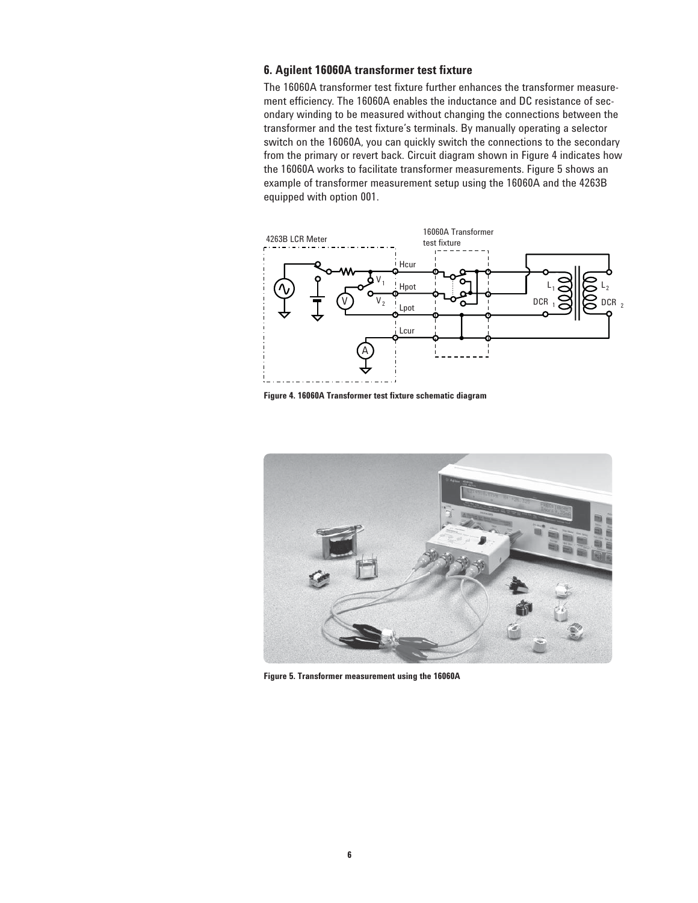## 6. Agilent 16060A transformer test fixture

The 16060A transformer test fixture further enhances the transformer measurement efficiency. The 16060A enables the inductance and DC resistance of secondary winding to be measured without changing the connections between the transformer and the test fixture's terminals. By manually operating a selector switch on the 16060A, you can quickly switch the connections to the secondary from the primary or revert back. Circuit diagram shown in Figure 4 indicates how the 16060A works to facilitate transformer measurements. Figure 5 shows an example of transformer measurement setup using the 16060A and the 4263B equipped with option 001.

**Figure 4. 16060A Transformer test fixture schematic diagram**

**Figure 5. Transformer measurement using the 16060A**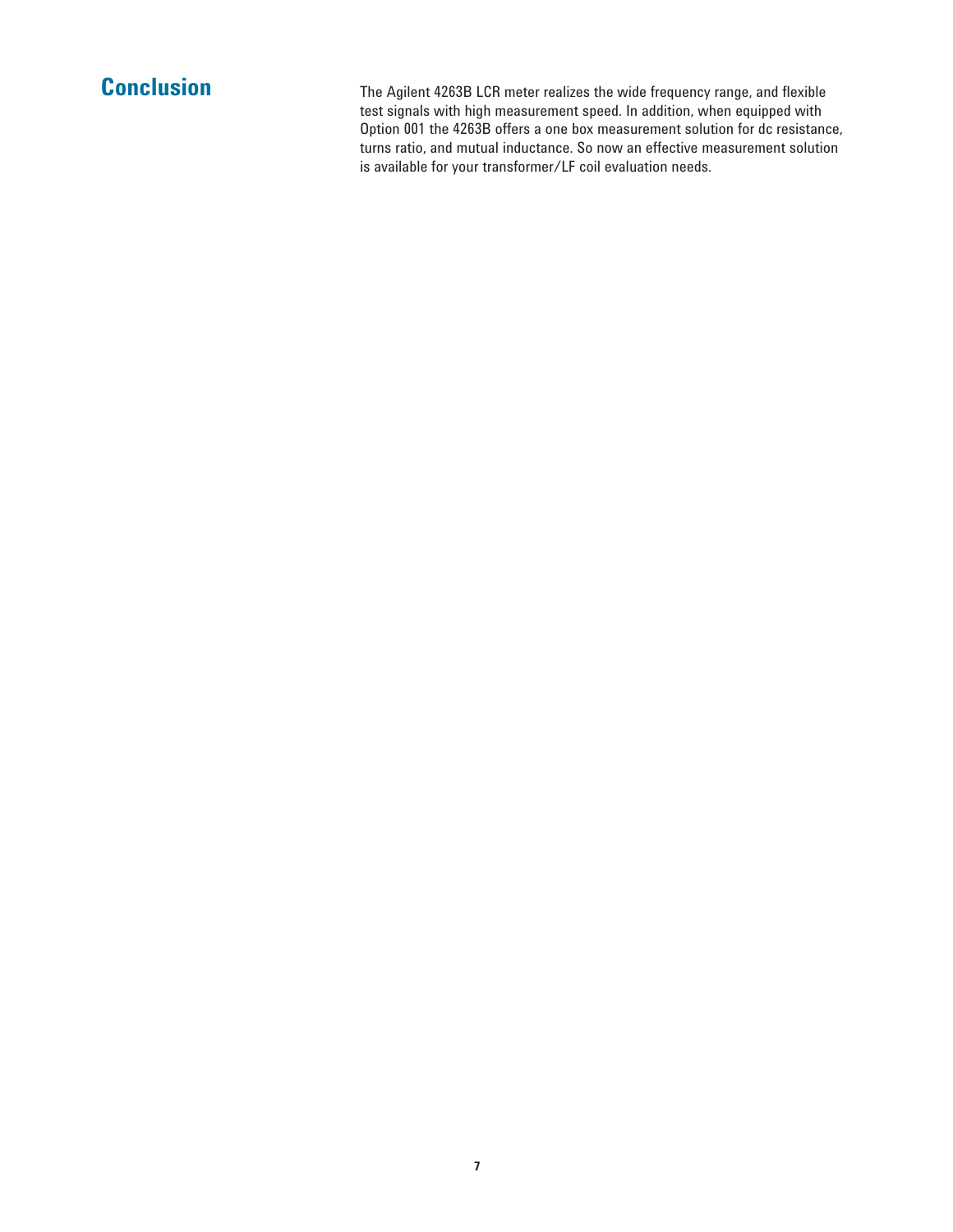## Conclusion

The Agilent 4263B LCR meter realizes the wide frequency range, and flexible test signals with high measurement speed. In addition, when equipped with Option 001 the 4263B offers a one box measurement solution for dc resistance, turns ratio, and mutual inductance. So now an effective measurement solution is available for your transformer/LF coil evaluation needs.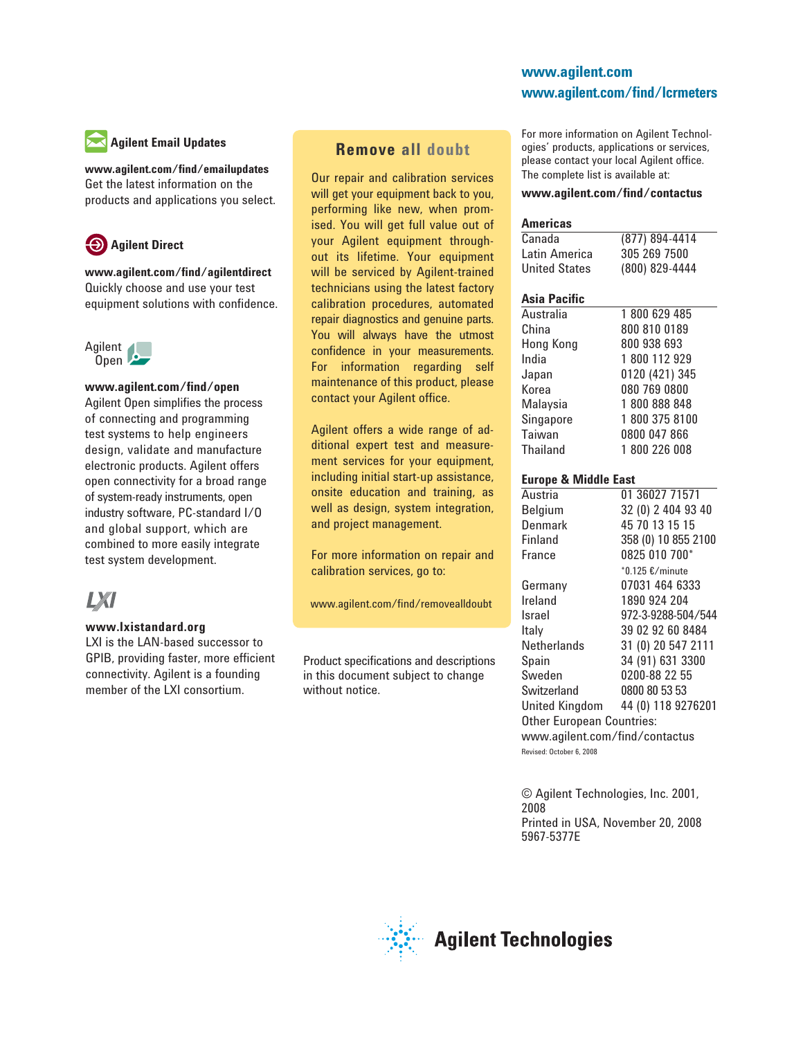www.agilent.com
www.agilent.com/find/lcrmeters

### Agilent Email Updates

**www.agilent.com/find/emailupdates**
Get the latest information on the products and applications you select.

### Agilent Direct

**www.agilent.com/find/agilentdirect**
Quickly choose and use your test equipment solutions with confidence.

### Agilent Open

**www.agilent.com/find/open**
Agilent Open simplifies the process of connecting and programming test systems to help engineers design, validate and manufacture electronic products. Agilent offers open connectivity for a broad range of system-ready instruments, open industry software, PC-standard I/O and global support, which are combined to more easily integrate test system development.

### LXI

**www.lxistandard.org**
LXI is the LAN-based successor to GPIB, providing faster, more efficient connectivity. Agilent is a founding member of the LXI consortium.

## Remove all doubt

Our repair and calibration services will get your equipment back to you, performing like new, when promised. You will get full value out of your Agilent equipment throughout its lifetime. Your equipment will be serviced by Agilent-trained technicians using the latest factory calibration procedures, automated repair diagnostics and genuine parts. You will always have the utmost confidence in your measurements. For information regarding self maintenance of this product, please contact your Agilent office.

Agilent offers a wide range of additional expert test and measurement services for your equipment, including initial start-up assistance, onsite education and training, as well as design, system integration, and project management.

For more information on repair and calibration services, go to:

www.agilent.com/find/removealldoubt

Product specifications and descriptions in this document subject to change without notice.

For more information on Agilent Technologies' products, applications or services, please contact your local Agilent office. The complete list is available at:

**www.agilent.com/find/contactus**

**Americas**

| | |
|---|---|
| Canada | (877) 894-4414 |
| Latin America | 305 269 7500 |
| United States | (800) 829-4444 |

**Asia Pacific**

| | |
|---|---|
| Australia | 1 800 629 485 |
| China | 800 810 0189 |
| Hong Kong | 800 938 693 |
| India | 1 800 112 929 |
| Japan | 0120 (421) 345 |
| Korea | 080 769 0800 |
| Malaysia | 1 800 888 848 |
| Singapore | 1 800 375 8100 |
| Taiwan | 0800 047 866 |
| Thailand | 1 800 226 008 |

**Europe & Middle East**

| | |
|---|---|
| Austria | 01 36027 71571 |
| Belgium | 32 (0) 2 404 93 40 |
| Denmark | 45 70 13 15 15 |
| Finland | 358 (0) 10 855 2100 |
| France | 0825 010 700* *0.125 €/minute |
| Germany | 07031 464 6333 |
| Ireland | 1890 924 204 |
| Israel | 972-3-9288-504/544 |
| Italy | 39 02 92 60 8484 |
| Netherlands | 31 (0) 20 547 2111 |
| Spain | 34 (91) 631 3300 |
| Sweden | 0200-88 22 55 |
| Switzerland | 0800 80 53 53 |
| United Kingdom | 44 (0) 118 9276201 |

Other European Countries:
www.agilent.com/find/contactus

Revised: October 6, 2008

© Agilent Technologies, Inc. 2001, 2008
Printed in USA, November 20, 2008
5967-5377E

Agilent Technologies